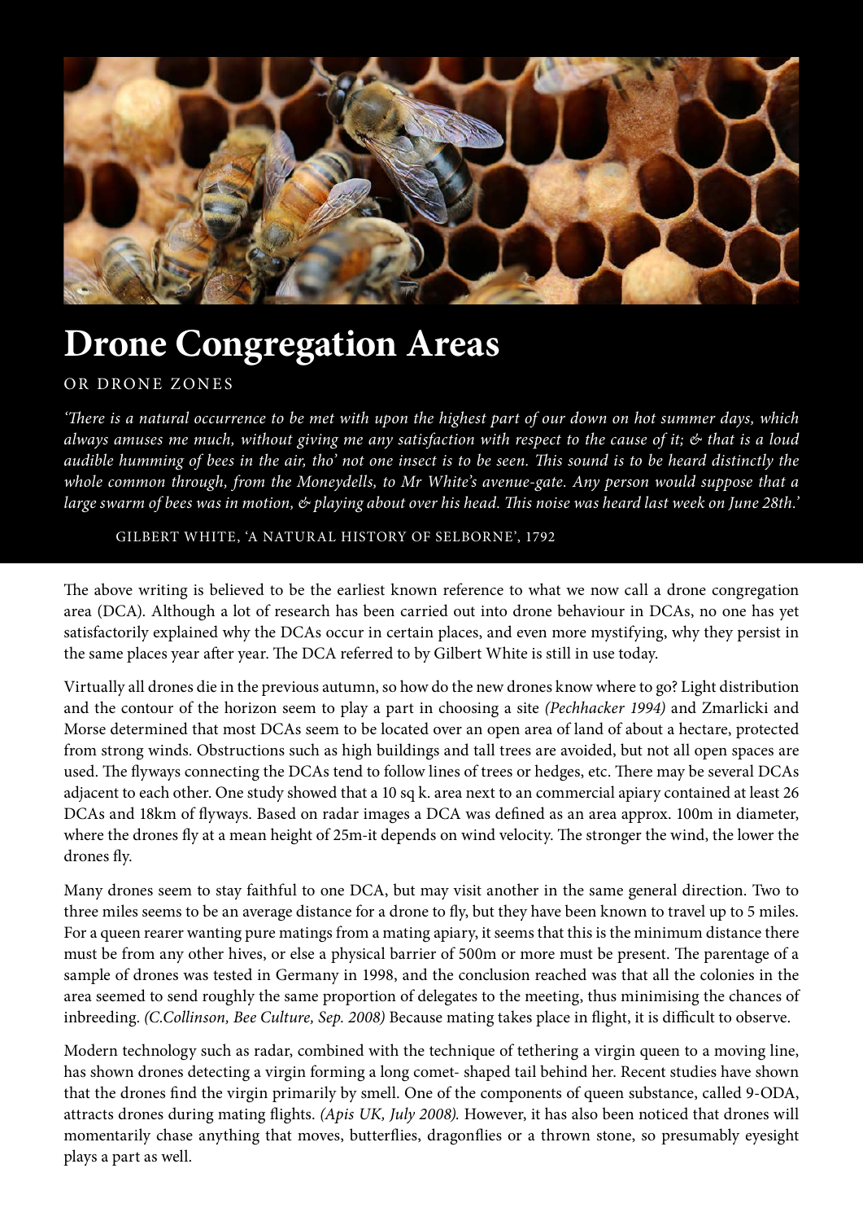# Drone Congregation Areas

OR DRONE ZONES

*'There is a natural occurrence to be met with upon the highest part of our down on hot summer days, which always amuses me much, without giving me any satisfaction with respect to the cause of it; & that is a loud audible humming of bees in the air, tho' not one insect is to be seen. This sound is to be heard distinctly the whole common through, from the Moneydells, to Mr White's avenue-gate. Any person would suppose that a large swarm of bees was in motion, & playing about over his head. This noise was heard last week on June 28th.'*

GILBERT WHITE, 'A NATURAL HISTORY OF SELBORNE', 1792

The above writing is believed to be the earliest known reference to what we now call a drone congregation area (DCA). Although a lot of research has been carried out into drone behaviour in DCAs, no one has yet satisfactorily explained why the DCAs occur in certain places, and even more mystifying, why they persist in the same places year after year. The DCA referred to by Gilbert White is still in use today.

Virtually all drones die in the previous autumn, so how do the new drones know where to go? Light distribution and the contour of the horizon seem to play a part in choosing a site *(Pechhacker 1994)* and Zmarlicki and Morse determined that most DCAs seem to be located over an open area of land of about a hectare, protected from strong winds. Obstructions such as high buildings and tall trees are avoided, but not all open spaces are used. The flyways connecting the DCAs tend to follow lines of trees or hedges, etc. There may be several DCAs adjacent to each other. One study showed that a 10 sq k. area next to an commercial apiary contained at least 26 DCAs and 18km of flyways. Based on radar images a DCA was defined as an area approx. 100m in diameter, where the drones fly at a mean height of 25m-it depends on wind velocity. The stronger the wind, the lower the drones fly.

Many drones seem to stay faithful to one DCA, but may visit another in the same general direction. Two to three miles seems to be an average distance for a drone to fly, but they have been known to travel up to 5 miles. For a queen rearer wanting pure matings from a mating apiary, it seems that this is the minimum distance there must be from any other hives, or else a physical barrier of 500m or more must be present. The parentage of a sample of drones was tested in Germany in 1998, and the conclusion reached was that all the colonies in the area seemed to send roughly the same proportion of delegates to the meeting, thus minimising the chances of inbreeding. *(C.Collinson, Bee Culture, Sep. 2008)* Because mating takes place in flight, it is difficult to observe.

Modern technology such as radar, combined with the technique of tethering a virgin queen to a moving line, has shown drones detecting a virgin forming a long comet- shaped tail behind her. Recent studies have shown that the drones find the virgin primarily by smell. One of the components of queen substance, called 9-ODA, attracts drones during mating flights. *(Apis UK, July 2008)*. However, it has also been noticed that drones will momentarily chase anything that moves, butterflies, dragonflies or a thrown stone, so presumably eyesight plays a part as well.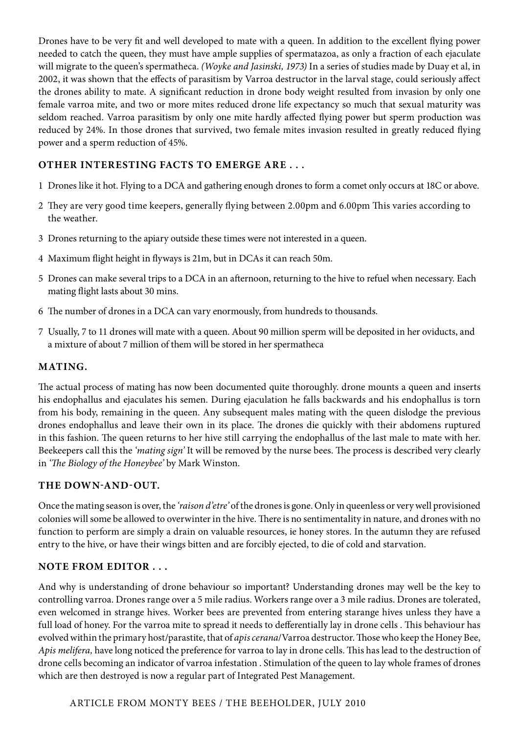Drones have to be very fit and well developed to mate with a queen. In addition to the excellent flying power needed to catch the queen, they must have ample supplies of spermatazoa, as only a fraction of each ejaculate will migrate to the queen's spermatheca. *(Woyke and Jasinski, 1973)* In a series of studies made by Duay et al, in 2002, it was shown that the effects of parasitism by Varroa destructor in the larval stage, could seriously affect the drones ability to mate. A significant reduction in drone body weight resulted from invasion by only one female varroa mite, and two or more mites reduced drone life expectancy so much that sexual maturity was seldom reached. Varroa parasitism by only one mite hardly affected flying power but sperm production was reduced by 24%. In those drones that survived, two female mites invasion resulted in greatly reduced flying power and a sperm reduction of 45%.

### OTHER INTERESTING FACTS TO EMERGE ARE . . .

1. Drones like it hot. Flying to a DCA and gathering enough drones to form a comet only occurs at 18C or above.
2. They are very good time keepers, generally flying between 2.00pm and 6.00pm This varies according to the weather.
3. Drones returning to the apiary outside these times were not interested in a queen.
4. Maximum flight height in flyways is 21m, but in DCAs it can reach 50m.
5. Drones can make several trips to a DCA in an afternoon, returning to the hive to refuel when necessary. Each mating flight lasts about 30 mins.
6. The number of drones in a DCA can vary enormously, from hundreds to thousands.
7. Usually, 7 to 11 drones will mate with a queen. About 90 million sperm will be deposited in her oviducts, and a mixture of about 7 million of them will be stored in her spermatheca

### MATING.

The actual process of mating has now been documented quite thoroughly. drone mounts a queen and inserts his endophallus and ejaculates his semen. During ejaculation he falls backwards and his endophallus is torn from his body, remaining in the queen. Any subsequent males mating with the queen dislodge the previous drones endophallus and leave their own in its place. The drones die quickly with their abdomens ruptured in this fashion. The queen returns to her hive still carrying the endophallus of the last male to mate with her. Beekeepers call this the *'mating sign'* It will be removed by the nurse bees. The process is described very clearly in *'The Biology of the Honeybee'* by Mark Winston.

### THE DOWN-AND-OUT.

Once the mating season is over, the *'raison d'etre'* of the drones is gone. Only in queenless or very well provisioned colonies will some be allowed to overwinter in the hive. There is no sentimentality in nature, and drones with no function to perform are simply a drain on valuable resources, ie honey stores. In the autumn they are refused entry to the hive, or have their wings bitten and are forcibly ejected, to die of cold and starvation.

### NOTE FROM EDITOR . . .

And why is understanding of drone behaviour so important? Understanding drones may well be the key to controlling varroa. Drones range over a 5 mile radius. Workers range over a 3 mile radius. Drones are tolerated, even welcomed in strange hives. Worker bees are prevented from entering starange hives unless they have a full load of honey. For the varroa mite to spread it needs to defferentially lay in drone cells . This behaviour has evolved within the primary host/parastite, that of *apis cerana*/Varroa destructor. Those who keep the Honey Bee, *Apis melifera,* have long noticed the preference for varroa to lay in drone cells. This has lead to the destruction of drone cells becoming an indicator of varroa infestation . Stimulation of the queen to lay whole frames of drones which are then destroyed is now a regular part of Integrated Pest Management.

ARTICLE FROM MONTY BEES / THE BEEHOLDER, JULY 2010